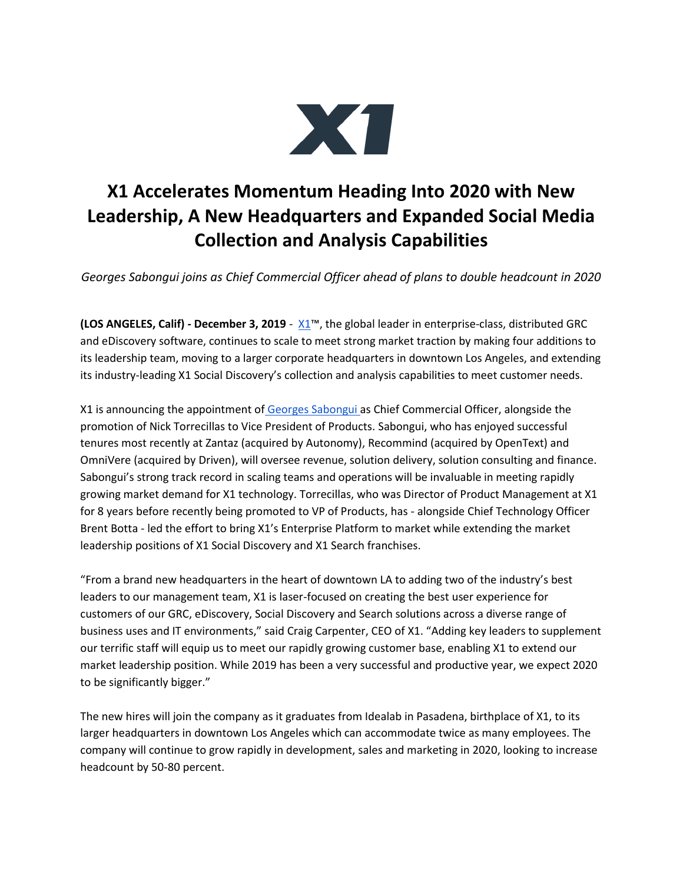# X1 Accelerates Momentum Heading Into 2020 with New Leadership, A New Headquarters and Expanded Social Media Collection and Analysis Capabilities

*Georges Sabongui joins as Chief Commercial Officer ahead of plans to double headcount in 2020*

**(LOS ANGELES, Calif) - December 3, 2019** - X1™, the global leader in enterprise-class, distributed GRC and eDiscovery software, continues to scale to meet strong market traction by making four additions to its leadership team, moving to a larger corporate headquarters in downtown Los Angeles, and extending its industry-leading X1 Social Discovery's collection and analysis capabilities to meet customer needs.

X1 is announcing the appointment of Georges Sabongui as Chief Commercial Officer, alongside the promotion of Nick Torrecillas to Vice President of Products. Sabongui, who has enjoyed successful tenures most recently at Zantaz (acquired by Autonomy), Recommind (acquired by OpenText) and OmniVere (acquired by Driven), will oversee revenue, solution delivery, solution consulting and finance. Sabongui's strong track record in scaling teams and operations will be invaluable in meeting rapidly growing market demand for X1 technology. Torrecillas, who was Director of Product Management at X1 for 8 years before recently being promoted to VP of Products, has - alongside Chief Technology Officer Brent Botta - led the effort to bring X1's Enterprise Platform to market while extending the market leadership positions of X1 Social Discovery and X1 Search franchises.

"From a brand new headquarters in the heart of downtown LA to adding two of the industry's best leaders to our management team, X1 is laser-focused on creating the best user experience for customers of our GRC, eDiscovery, Social Discovery and Search solutions across a diverse range of business uses and IT environments," said Craig Carpenter, CEO of X1. "Adding key leaders to supplement our terrific staff will equip us to meet our rapidly growing customer base, enabling X1 to extend our market leadership position. While 2019 has been a very successful and productive year, we expect 2020 to be significantly bigger."

The new hires will join the company as it graduates from Idealab in Pasadena, birthplace of X1, to its larger headquarters in downtown Los Angeles which can accommodate twice as many employees. The company will continue to grow rapidly in development, sales and marketing in 2020, looking to increase headcount by 50-80 percent.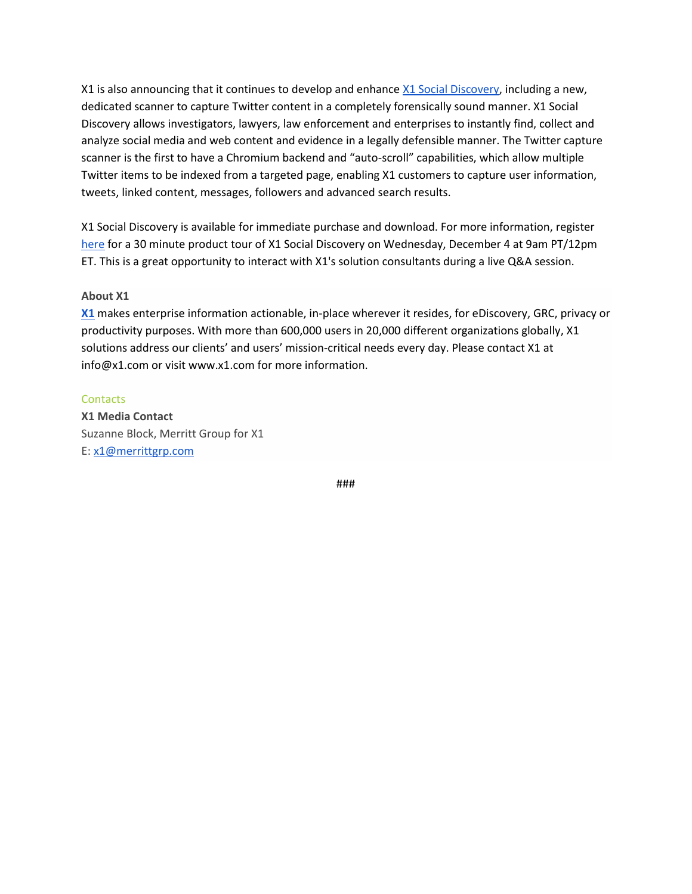X1 is also announcing that it continues to develop and enhance X1 Social Discovery, including a new, dedicated scanner to capture Twitter content in a completely forensically sound manner. X1 Social Discovery allows investigators, lawyers, law enforcement and enterprises to instantly find, collect and analyze social media and web content and evidence in a legally defensible manner. The Twitter capture scanner is the first to have a Chromium backend and "auto-scroll" capabilities, which allow multiple Twitter items to be indexed from a targeted page, enabling X1 customers to capture user information, tweets, linked content, messages, followers and advanced search results.

X1 Social Discovery is available for immediate purchase and download. For more information, register here for a 30 minute product tour of X1 Social Discovery on Wednesday, December 4 at 9am PT/12pm ET. This is a great opportunity to interact with X1's solution consultants during a live Q&A session.

**About X1**

**X1** makes enterprise information actionable, in-place wherever it resides, for eDiscovery, GRC, privacy or productivity purposes. With more than 600,000 users in 20,000 different organizations globally, X1 solutions address our clients' and users' mission-critical needs every day. Please contact X1 at info@x1.com or visit www.x1.com for more information.

Contacts

**X1 Media Contact**

Suzanne Block, Merritt Group for X1

E: x1@merrittgrp.com

###